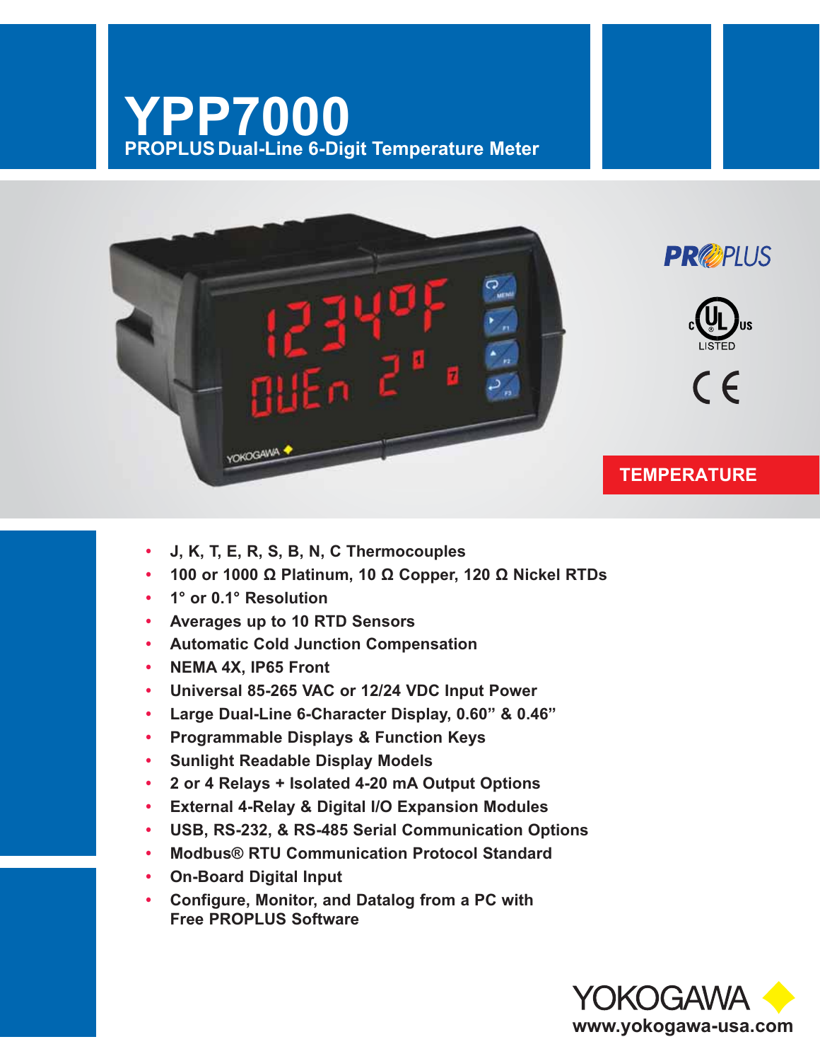# YPP7000

## PROPLUS Dual-Line 6-Digit Temperature Meter

TEMPERATURE

- J, K, T, E, R, S, B, N, C Thermocouples
- 100 or 1000 Ω Platinum, 10 Ω Copper, 120 Ω Nickel RTDs
- 1° or 0.1° Resolution
- Averages up to 10 RTD Sensors
- Automatic Cold Junction Compensation
- NEMA 4X, IP65 Front
- Universal 85-265 VAC or 12/24 VDC Input Power
- Large Dual-Line 6-Character Display, 0.60" & 0.46"
- Programmable Displays & Function Keys
- Sunlight Readable Display Models
- 2 or 4 Relays + Isolated 4-20 mA Output Options
- External 4-Relay & Digital I/O Expansion Modules
- USB, RS-232, & RS-485 Serial Communication Options
- Modbus® RTU Communication Protocol Standard
- On-Board Digital Input
- Configure, Monitor, and Datalog from a PC with Free PROPLUS Software

YOKOGAWA

www.yokogawa-usa.com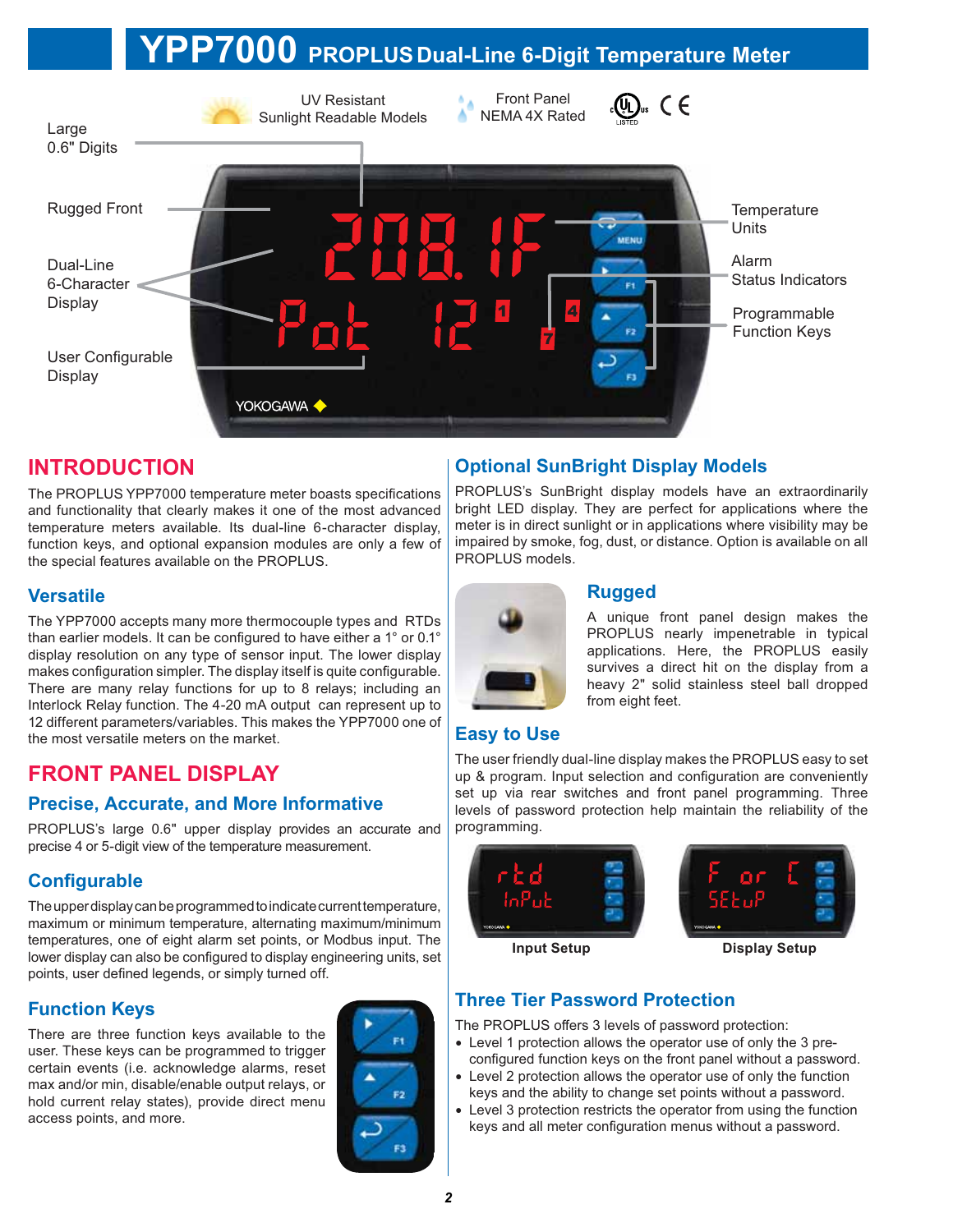# YPP7000 PROPLUS Dual-Line 6-Digit Temperature Meter

UV Resistant Sunlight Readable Models

Front Panel NEMA 4X Rated

Large 0.6" Digits

Rugged Front

Dual-Line 6-Character Display

User Configurable Display

Temperature Units

Alarm Status Indicators

Programmable Function Keys

## INTRODUCTION

The PROPLUS YPP7000 temperature meter boasts specifications and functionality that clearly makes it one of the most advanced temperature meters available. Its dual-line 6-character display, function keys, and optional expansion modules are only a few of the special features available on the PROPLUS.

### Versatile

The YPP7000 accepts many more thermocouple types and RTDs than earlier models. It can be configured to have either a 1° or 0.1° display resolution on any type of sensor input. The lower display makes configuration simpler. The display itself is quite configurable. There are many relay functions for up to 8 relays; including an Interlock Relay function. The 4-20 mA output can represent up to 12 different parameters/variables. This makes the YPP7000 one of the most versatile meters on the market.

## FRONT PANEL DISPLAY

### Precise, Accurate, and More Informative

PROPLUS's large 0.6" upper display provides an accurate and precise 4 or 5-digit view of the temperature measurement.

### Configurable

The upper display can be programmed to indicate current temperature, maximum or minimum temperature, alternating maximum/minimum temperatures, one of eight alarm set points, or Modbus input. The lower display can also be configured to display engineering units, set points, user defined legends, or simply turned off.

### Function Keys

There are three function keys available to the user. These keys can be programmed to trigger certain events (i.e. acknowledge alarms, reset max and/or min, disable/enable output relays, or hold current relay states), provide direct menu access points, and more.

### Optional SunBright Display Models

PROPLUS's SunBright display models have an extraordinarily bright LED display. They are perfect for applications where the meter is in direct sunlight or in applications where visibility may be impaired by smoke, fog, dust, or distance. Option is available on all PROPLUS models.

### Rugged

A unique front panel design makes the PROPLUS nearly impenetrable in typical applications. Here, the PROPLUS easily survives a direct hit on the display from a heavy 2" solid stainless steel ball dropped from eight feet.

### Easy to Use

The user friendly dual-line display makes the PROPLUS easy to set up & program. Input selection and configuration are conveniently set up via rear switches and front panel programming. Three levels of password protection help maintain the reliability of the programming.

Input Setup

Display Setup

### Three Tier Password Protection

The PROPLUS offers 3 levels of password protection:

- Level 1 protection allows the operator use of only the 3 pre-configured function keys on the front panel without a password.
- Level 2 protection allows the operator use of only the function keys and the ability to change set points without a password.
- Level 3 protection restricts the operator from using the function keys and all meter configuration menus without a password.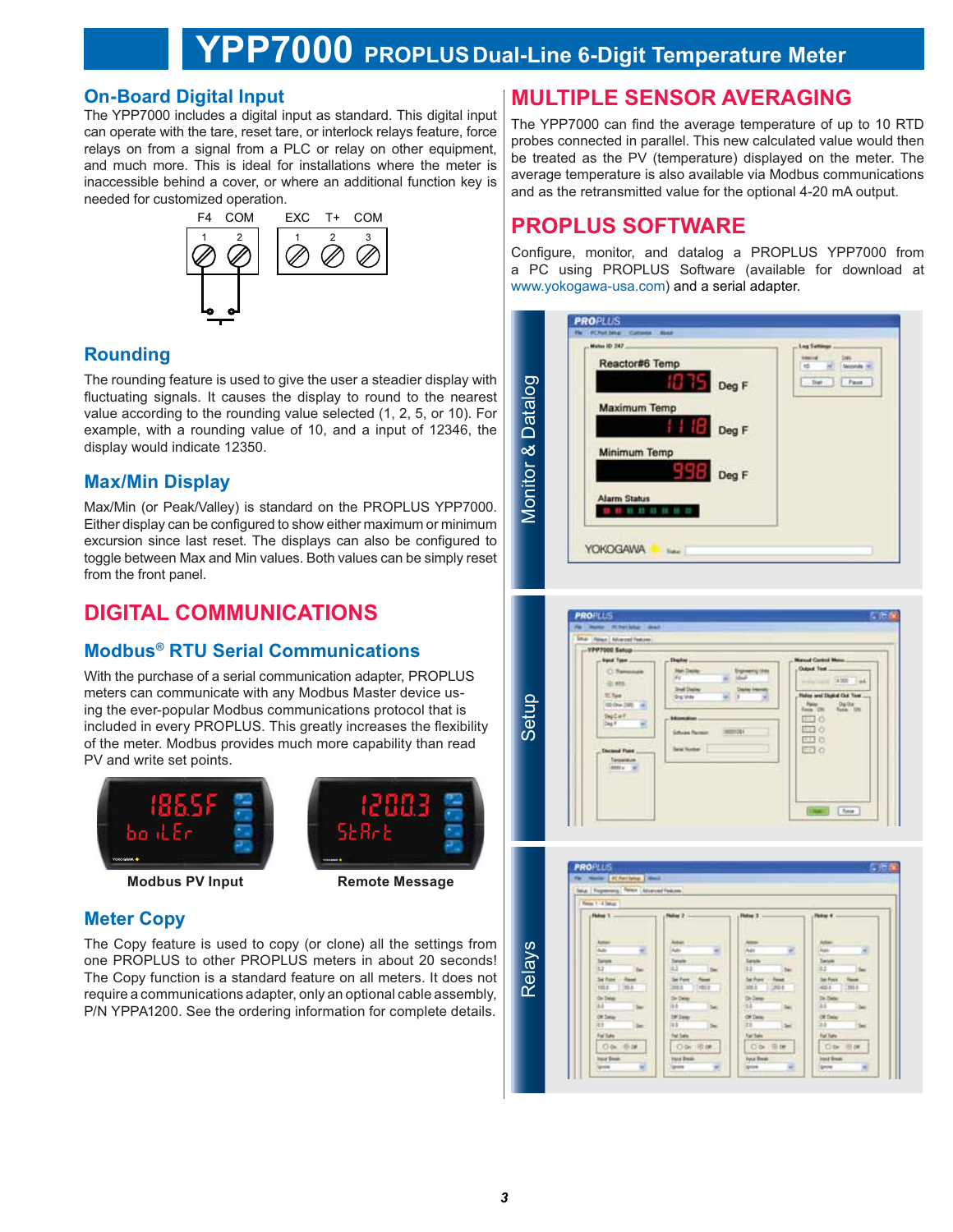# YPP7000 PROPLUS Dual-Line 6-Digit Temperature Meter

## On-Board Digital Input

The YPP7000 includes a digital input as standard. This digital input can operate with the tare, reset tare, or interlock relays feature, force relays on from a signal from a PLC or relay on other equipment, and much more. This is ideal for installations where the meter is inaccessible behind a cover, or where an additional function key is needed for customized operation.

## Rounding

The rounding feature is used to give the user a steadier display with fluctuating signals. It causes the display to round to the nearest value according to the rounding value selected (1, 2, 5, or 10). For example, with a rounding value of 10, and a input of 12346, the display would indicate 12350.

## Max/Min Display

Max/Min (or Peak/Valley) is standard on the PROPLUS YPP7000. Either display can be configured to show either maximum or minimum excursion since last reset. The displays can also be configured to toggle between Max and Min values. Both values can be simply reset from the front panel.

## DIGITAL COMMUNICATIONS

### Modbus® RTU Serial Communications

With the purchase of a serial communication adapter, PROPLUS meters can communicate with any Modbus Master device using the ever-popular Modbus communications protocol that is included in every PROPLUS. This greatly increases the flexibility of the meter. Modbus provides much more capability than read PV and write set points.

Modbus PV Input

Remote Message

### Meter Copy

The Copy feature is used to copy (or clone) all the settings from one PROPLUS to other PROPLUS meters in about 20 seconds! The Copy function is a standard feature on all meters. It does not require a communications adapter, only an optional cable assembly, P/N YPPA1200. See the ordering information for complete details.

## MULTIPLE SENSOR AVERAGING

The YPP7000 can find the average temperature of up to 10 RTD probes connected in parallel. This new calculated value would then be treated as the PV (temperature) displayed on the meter. The average temperature is also available via Modbus communications and as the retransmitted value for the optional 4-20 mA output.

## PROPLUS SOFTWARE

Configure, monitor, and datalog a PROPLUS YPP7000 from a PC using PROPLUS Software (available for download at www.yokogawa-usa.com) and a serial adapter.

Monitor & Datalog

Setup

Relays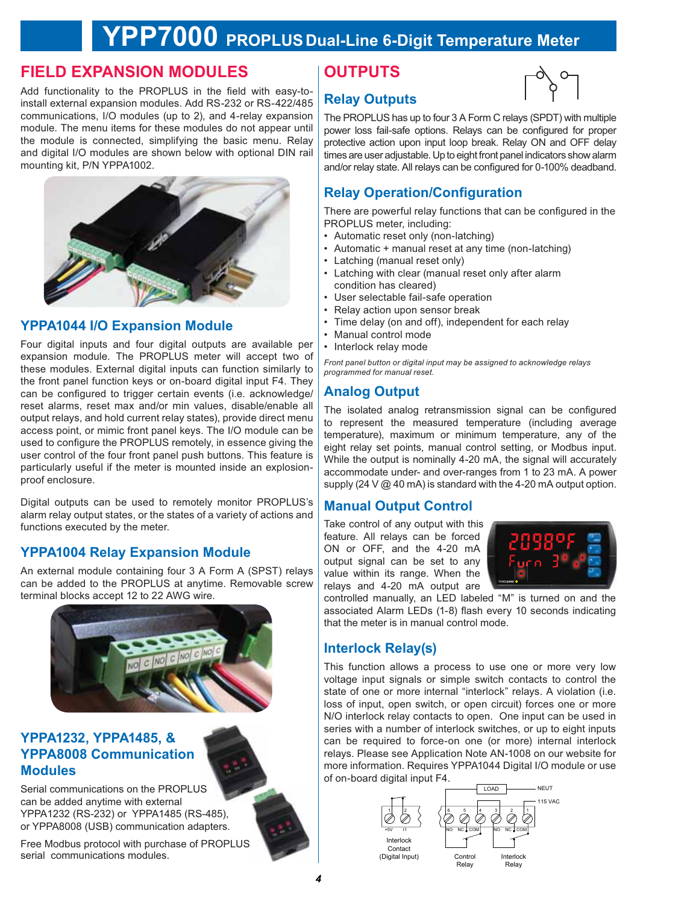# YPP7000 PROPLUS Dual-Line 6-Digit Temperature Meter

## FIELD EXPANSION MODULES

Add functionality to the PROPLUS in the field with easy-to-install external expansion modules. Add RS-232 or RS-422/485 communications, I/O modules (up to 2), and 4-relay expansion module. The menu items for these modules do not appear until the module is connected, simplifying the basic menu. Relay and digital I/O modules are shown below with optional DIN rail mounting kit, P/N YPPA1002.

### YPPA1044 I/O Expansion Module

Four digital inputs and four digital outputs are available per expansion module. The PROPLUS meter will accept two of these modules. External digital inputs can function similarly to the front panel function keys or on-board digital input F4. They can be configured to trigger certain events (i.e. acknowledge/reset alarms, reset max and/or min values, disable/enable all output relays, and hold current relay states), provide direct menu access point, or mimic front panel keys. The I/O module can be used to configure the PROPLUS remotely, in essence giving the user control of the four front panel push buttons. This feature is particularly useful if the meter is mounted inside an explosion-proof enclosure.

Digital outputs can be used to remotely monitor PROPLUS's alarm relay output states, or the states of a variety of actions and functions executed by the meter.

### YPPA1004 Relay Expansion Module

An external module containing four 3 A Form A (SPST) relays can be added to the PROPLUS at anytime. Removable screw terminal blocks accept 12 to 22 AWG wire.

### YPPA1232, YPPA1485, & YPPA8008 Communication Modules

Serial communications on the PROPLUS can be added anytime with external YPPA1232 (RS-232) or YPPA1485 (RS-485), or YPPA8008 (USB) communication adapters.

Free Modbus protocol with purchase of PROPLUS serial communications modules.

## OUTPUTS

### Relay Outputs

The PROPLUS has up to four 3 A Form C relays (SPDT) with multiple power loss fail-safe options. Relays can be configured for proper protective action upon input loop break. Relay ON and OFF delay times are user adjustable. Up to eight front panel indicators show alarm and/or relay state. All relays can be configured for 0-100% deadband.

### Relay Operation/Configuration

There are powerful relay functions that can be configured in the PROPLUS meter, including:

- Automatic reset only (non-latching)
- Automatic + manual reset at any time (non-latching)
- Latching (manual reset only)
- Latching with clear (manual reset only after alarm condition has cleared)
- User selectable fail-safe operation
- Relay action upon sensor break
- Time delay (on and off), independent for each relay
- Manual control mode
- Interlock relay mode

*Front panel button or digital input may be assigned to acknowledge relays programmed for manual reset.*

### Analog Output

The isolated analog retransmission signal can be configured to represent the measured temperature (including average temperature), maximum or minimum temperature, any of the eight relay set points, manual control setting, or Modbus input. While the output is nominally 4-20 mA, the signal will accurately accommodate under- and over-ranges from 1 to 23 mA. A power supply (24 V @ 40 mA) is standard with the 4-20 mA output option.

### Manual Output Control

Take control of any output with this feature. All relays can be forced ON or OFF, and the 4-20 mA output signal can be set to any value within its range. When the relays and 4-20 mA output are controlled manually, an LED labeled "M" is turned on and the associated Alarm LEDs (1-8) flash every 10 seconds indicating that the meter is in manual control mode.

### Interlock Relay(s)

This function allows a process to use one or more very low voltage input signals or simple switch contacts to control the state of one or more internal "interlock" relays. A violation (i.e. loss of input, open switch, or open circuit) forces one or more N/O interlock relay contacts to open. One input can be used in series with a number of interlock switches, or up to eight inputs can be required to force-on one (or more) internal interlock relays. Please see Application Note AN-1008 on our website for more information. Requires YPPA1044 Digital I/O module or use of on-board digital input F4.

Interlock Contact (Digital Input) | Control Relay | Interlock Relay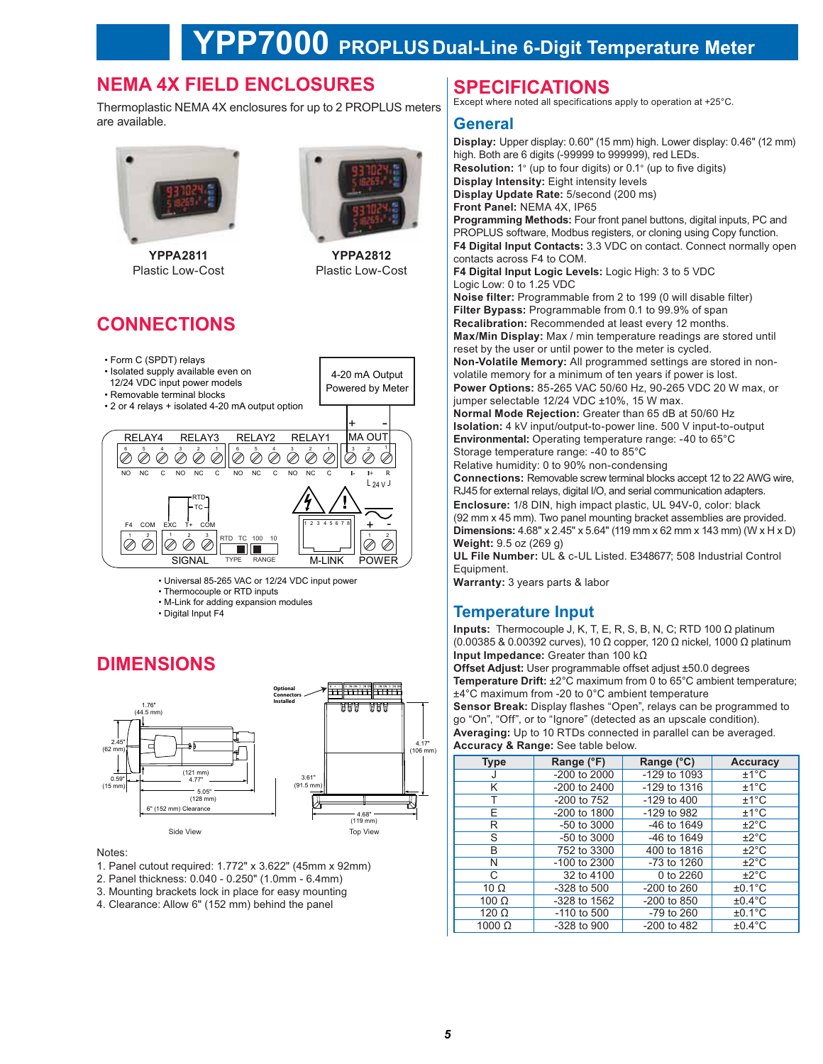# YPP7000 PROPLUS Dual-Line 6-Digit Temperature Meter

## NEMA 4X FIELD ENCLOSURES

Thermoplastic NEMA 4X enclosures for up to 2 PROPLUS meters are available.

**YPPA2811**
Plastic Low-Cost

**YPPA2812**
Plastic Low-Cost

## CONNECTIONS

- Form C (SPDT) relays
- Isolated supply available even on 12/24 VDC input power models
- Removable terminal blocks
- 2 or 4 relays + isolated 4-20 mA output option

4-20 mA Output Powered by Meter

- Universal 85-265 VAC or 12/24 VDC input power
- Thermocouple or RTD inputs
- M-Link for adding expansion modules
- Digital Input F4

## DIMENSIONS

Side View

Top View

Notes:

1. Panel cutout required: 1.772" x 3.622" (45mm x 92mm)
2. Panel thickness: 0.040 - 0.250" (1.0mm - 6.4mm)
3. Mounting brackets lock in place for easy mounting
4. Clearance: Allow 6" (152 mm) behind the panel

## SPECIFICATIONS

Except where noted all specifications apply to operation at +25°C.

### General

**Display:** Upper display: 0.60" (15 mm) high. Lower display: 0.46" (12 mm) high. Both are 6 digits (-99999 to 999999), red LEDs.
**Resolution:** 1° (up to four digits) or 0.1° (up to five digits)
**Display Intensity:** Eight intensity levels
**Display Update Rate:** 5/second (200 ms)
**Front Panel:** NEMA 4X, IP65
**Programming Methods:** Four front panel buttons, digital inputs, PC and PROPLUS software, Modbus registers, or cloning using Copy function.
**F4 Digital Input Contacts:** 3.3 VDC on contact. Connect normally open contacts across F4 to COM.
**F4 Digital Input Logic Levels:** Logic High: 3 to 5 VDC
Logic Low: 0 to 1.25 VDC
**Noise filter:** Programmable from 2 to 199 (0 will disable filter)
**Filter Bypass:** Programmable from 0.1 to 99.9% of span
**Recalibration:** Recommended at least every 12 months.
**Max/Min Display:** Max / min temperature readings are stored until reset by the user or until power to the meter is cycled.
**Non-Volatile Memory:** All programmed settings are stored in non-volatile memory for a minimum of ten years if power is lost.
**Power Options:** 85-265 VAC 50/60 Hz, 90-265 VDC 20 W max, or jumper selectable 12/24 VDC ±10%, 15 W max.
**Normal Mode Rejection:** Greater than 65 dB at 50/60 Hz
**Isolation:** 4 kV input/output-to-power line. 500 V input-to-output
**Environmental:** Operating temperature range: -40 to 65°C
Storage temperature range: -40 to 85°C
Relative humidity: 0 to 90% non-condensing
**Connections:** Removable screw terminal blocks accept 12 to 22 AWG wire, RJ45 for external relays, digital I/O, and serial communication adapters.
**Enclosure:** 1/8 DIN, high impact plastic, UL 94V-0, color: black (92 mm x 45 mm). Two panel mounting bracket assemblies are provided.
**Dimensions:** 4.68" x 2.45" x 5.64" (119 mm x 62 mm x 143 mm) (W x H x D)
**Weight:** 9.5 oz (269 g)
**UL File Number:** UL & c-UL Listed. E348677; 508 Industrial Control Equipment.
**Warranty:** 3 years parts & labor

### Temperature Input

**Inputs:** Thermocouple J, K, T, E, R, S, B, N, C; RTD 100 Ω platinum (0.00385 & 0.00392 curves), 10 Ω copper, 120 Ω nickel, 1000 Ω platinum
**Input Impedance:** Greater than 100 kΩ
**Offset Adjust:** User programmable offset adjust ±50.0 degrees
**Temperature Drift:** ±2°C maximum from 0 to 65°C ambient temperature; ±4°C maximum from -20 to 0°C ambient temperature
**Sensor Break:** Display flashes "Open", relays can be programmed to go "On", "Off", or to "Ignore" (detected as an upscale condition).
**Averaging:** Up to 10 RTDs connected in parallel can be averaged.
**Accuracy & Range:** See table below.

| Type | Range (°F) | Range (°C) | Accuracy |
|---|---|---|---|
| J | -200 to 2000 | -129 to 1093 | ±1°C |
| K | -200 to 2400 | -129 to 1316 | ±1°C |
| T | -200 to 752 | -129 to 400 | ±1°C |
| E | -200 to 1800 | -129 to 982 | ±1°C |
| R | -50 to 3000 | -46 to 1649 | ±2°C |
| S | -50 to 3000 | -46 to 1649 | ±2°C |
| B | 752 to 3300 | 400 to 1816 | ±2°C |
| N | -100 to 2300 | -73 to 1260 | ±2°C |
| C | 32 to 4100 | 0 to 2260 | ±2°C |
| 10 Ω | -328 to 500 | -200 to 260 | ±0.1°C |
| 100 Ω | -328 to 1562 | -200 to 850 | ±0.4°C |
| 120 Ω | -110 to 500 | -79 to 260 | ±0.1°C |
| 1000 Ω | -328 to 900 | -200 to 482 | ±0.4°C |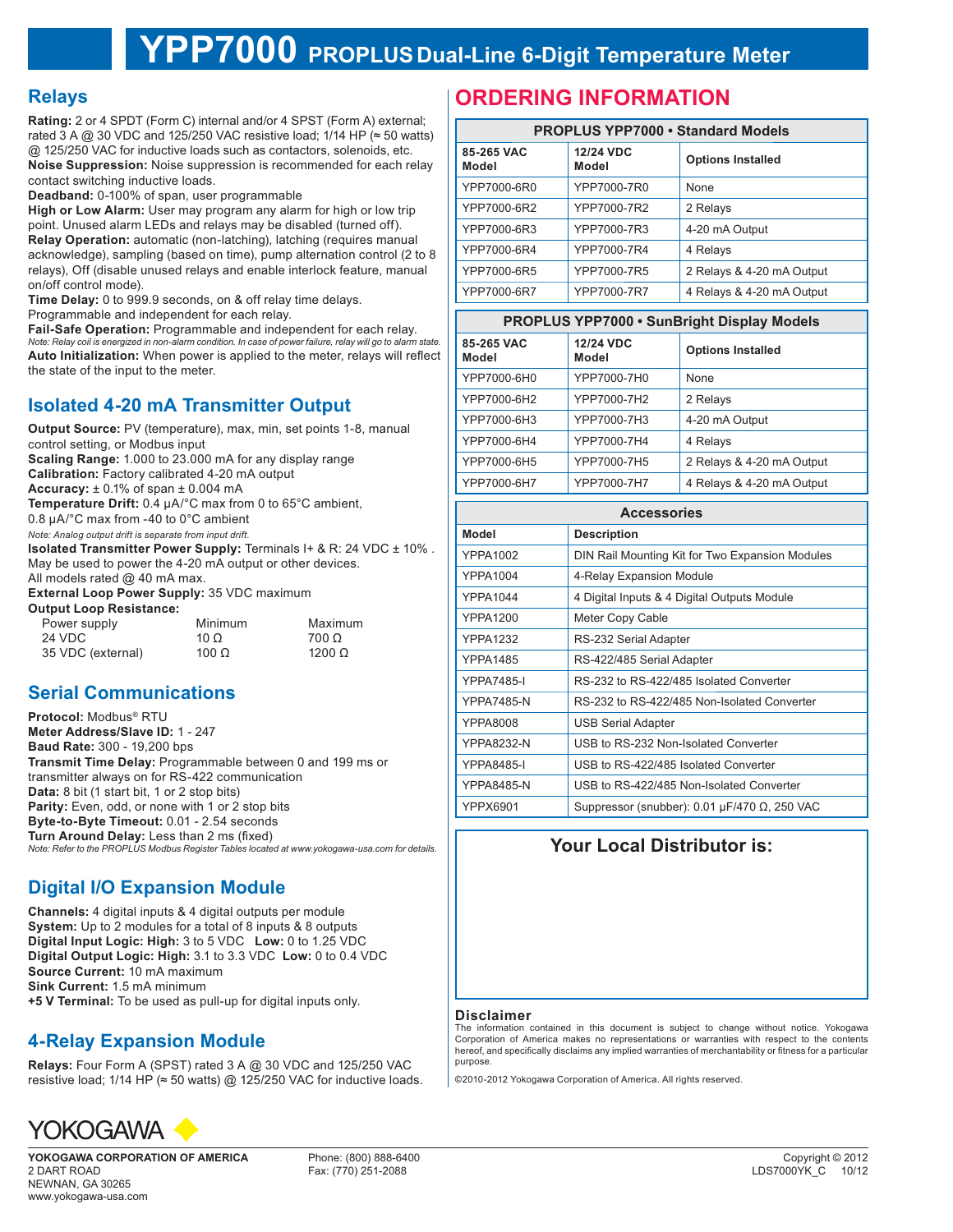# YPP7000 PROPLUS Dual-Line 6-Digit Temperature Meter

## Relays

**Rating:** 2 or 4 SPDT (Form C) internal and/or 4 SPST (Form A) external; rated 3 A @ 30 VDC and 125/250 VAC resistive load; 1/14 HP (≈ 50 watts) @ 125/250 VAC for inductive loads such as contactors, solenoids, etc.
**Noise Suppression:** Noise suppression is recommended for each relay contact switching inductive loads.
**Deadband:** 0-100% of span, user programmable
**High or Low Alarm:** User may program any alarm for high or low trip point. Unused alarm LEDs and relays may be disabled (turned off).
**Relay Operation:** automatic (non-latching), latching (requires manual acknowledge), sampling (based on time), pump alternation control (2 to 8 relays), Off (disable unused relays and enable interlock feature, manual on/off control mode).
**Time Delay:** 0 to 999.9 seconds, on & off relay time delays. Programmable and independent for each relay.
**Fail-Safe Operation:** Programmable and independent for each relay.
*Note: Relay coil is energized in non-alarm condition. In case of power failure, relay will go to alarm state.*
**Auto Initialization:** When power is applied to the meter, relays will reflect the state of the input to the meter.

## Isolated 4-20 mA Transmitter Output

**Output Source:** PV (temperature), max, min, set points 1-8, manual control setting, or Modbus input
**Scaling Range:** 1.000 to 23.000 mA for any display range
**Calibration:** Factory calibrated 4-20 mA output
**Accuracy:** ± 0.1% of span ± 0.004 mA
**Temperature Drift:** 0.4 µA/°C max from 0 to 65°C ambient, 0.8 µA/°C max from -40 to 0°C ambient
*Note: Analog output drift is separate from input drift.*
**Isolated Transmitter Power Supply:** Terminals I+ & R: 24 VDC ± 10% . May be used to power the 4-20 mA output or other devices. All models rated @ 40 mA max.
**External Loop Power Supply:** 35 VDC maximum
**Output Loop Resistance:**

| Power supply | Minimum | Maximum |
|---|---|---|
| 24 VDC | 10 Ω | 700 Ω |
| 35 VDC (external) | 100 Ω | 1200 Ω |

## Serial Communications

**Protocol:** Modbus® RTU
**Meter Address/Slave ID:** 1 - 247
**Baud Rate:** 300 - 19,200 bps
**Transmit Time Delay:** Programmable between 0 and 199 ms or transmitter always on for RS-422 communication
**Data:** 8 bit (1 start bit, 1 or 2 stop bits)
**Parity:** Even, odd, or none with 1 or 2 stop bits
**Byte-to-Byte Timeout:** 0.01 - 2.54 seconds
**Turn Around Delay:** Less than 2 ms (fixed)
*Note: Refer to the PROPLUS Modbus Register Tables located at www.yokogawa-usa.com for details.*

## Digital I/O Expansion Module

**Channels:** 4 digital inputs & 4 digital outputs per module
**System:** Up to 2 modules for a total of 8 inputs & 8 outputs
**Digital Input Logic: High:** 3 to 5 VDC **Low:** 0 to 1.25 VDC
**Digital Output Logic: High:** 3.1 to 3.3 VDC **Low:** 0 to 0.4 VDC
**Source Current:** 10 mA maximum
**Sink Current:** 1.5 mA minimum
**+5 V Terminal:** To be used as pull-up for digital inputs only.

## 4-Relay Expansion Module

**Relays:** Four Form A (SPST) rated 3 A @ 30 VDC and 125/250 VAC resistive load; 1/14 HP (≈ 50 watts) @ 125/250 VAC for inductive loads.

# ORDERING INFORMATION

**PROPLUS YPP7000 • Standard Models**

| 85-265 VAC Model | 12/24 VDC Model | Options Installed |
|---|---|---|
| YPP7000-6R0 | YPP7000-7R0 | None |
| YPP7000-6R2 | YPP7000-7R2 | 2 Relays |
| YPP7000-6R3 | YPP7000-7R3 | 4-20 mA Output |
| YPP7000-6R4 | YPP7000-7R4 | 4 Relays |
| YPP7000-6R5 | YPP7000-7R5 | 2 Relays & 4-20 mA Output |
| YPP7000-6R7 | YPP7000-7R7 | 4 Relays & 4-20 mA Output |

**PROPLUS YPP7000 • SunBright Display Models**

| 85-265 VAC Model | 12/24 VDC Model | Options Installed |
|---|---|---|
| YPP7000-6H0 | YPP7000-7H0 | None |
| YPP7000-6H2 | YPP7000-7H2 | 2 Relays |
| YPP7000-6H3 | YPP7000-7H3 | 4-20 mA Output |
| YPP7000-6H4 | YPP7000-7H4 | 4 Relays |
| YPP7000-6H5 | YPP7000-7H5 | 2 Relays & 4-20 mA Output |
| YPP7000-6H7 | YPP7000-7H7 | 4 Relays & 4-20 mA Output |

**Accessories**

| Model | Description |
|---|---|
| YPPA1002 | DIN Rail Mounting Kit for Two Expansion Modules |
| YPPA1004 | 4-Relay Expansion Module |
| YPPA1044 | 4 Digital Inputs & 4 Digital Outputs Module |
| YPPA1200 | Meter Copy Cable |
| YPPA1232 | RS-232 Serial Adapter |
| YPPA1485 | RS-422/485 Serial Adapter |
| YPPA7485-I | RS-232 to RS-422/485 Isolated Converter |
| YPPA7485-N | RS-232 to RS-422/485 Non-Isolated Converter |
| YPPA8008 | USB Serial Adapter |
| YPPA8232-N | USB to RS-232 Non-Isolated Converter |
| YPPA8485-I | USB to RS-422/485 Isolated Converter |
| YPPA8485-N | USB to RS-422/485 Non-Isolated Converter |
| YPPX6901 | Suppressor (snubber): 0.01 µF/470 Ω, 250 VAC |

**Your Local Distributor is:**

### Disclaimer

The information contained in this document is subject to change without notice. Yokogawa Corporation of America makes no representations or warranties with respect to the contents hereof, and specifically disclaims any implied warranties of merchantability or fitness for a particular purpose.

©2010-2012 Yokogawa Corporation of America. All rights reserved.

YOKOGAWA

**YOKOGAWA CORPORATION OF AMERICA**
2 DART ROAD
NEWNAN, GA 30265
www.yokogawa-usa.com

Phone: (800) 888-6400
Fax: (770) 251-2088

Copyright © 2012
LDS7000YK_C 10/12